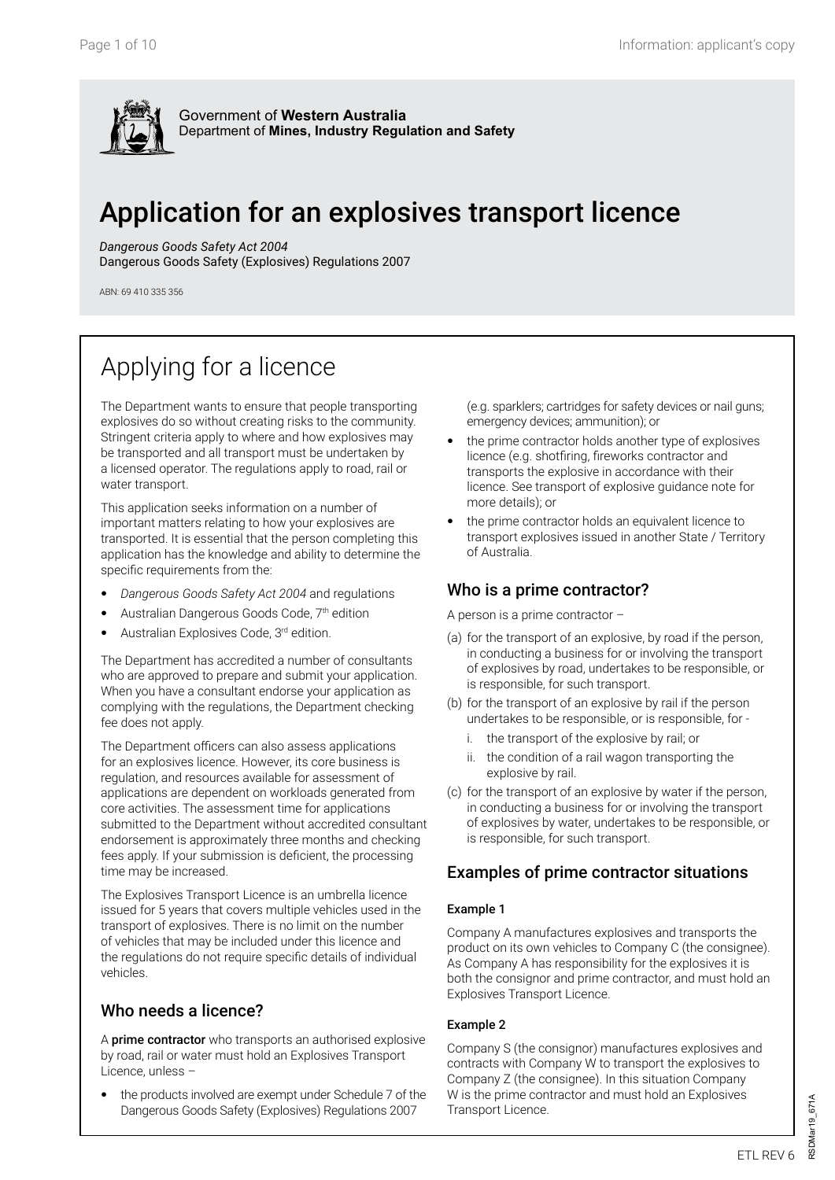Government of **Western Australia**
Department of **Mines, Industry Regulation and Safety**

# Application for an explosives transport licence

*Dangerous Goods Safety Act 2004*
Dangerous Goods Safety (Explosives) Regulations 2007

ABN: 69 410 335 356

## Applying for a licence

The Department wants to ensure that people transporting explosives do so without creating risks to the community. Stringent criteria apply to where and how explosives may be transported and all transport must be undertaken by a licensed operator. The regulations apply to road, rail or water transport.

This application seeks information on a number of important matters relating to how your explosives are transported. It is essential that the person completing this application has the knowledge and ability to determine the specific requirements from the:

- *Dangerous Goods Safety Act 2004* and regulations
- Australian Dangerous Goods Code, 7th edition
- Australian Explosives Code, 3rd edition.

The Department has accredited a number of consultants who are approved to prepare and submit your application. When you have a consultant endorse your application as complying with the regulations, the Department checking fee does not apply.

The Department officers can also assess applications for an explosives licence. However, its core business is regulation, and resources available for assessment of applications are dependent on workloads generated from core activities. The assessment time for applications submitted to the Department without accredited consultant endorsement is approximately three months and checking fees apply. If your submission is deficient, the processing time may be increased.

The Explosives Transport Licence is an umbrella licence issued for 5 years that covers multiple vehicles used in the transport of explosives. There is no limit on the number of vehicles that may be included under this licence and the regulations do not require specific details of individual vehicles.

### Who needs a licence?

A **prime contractor** who transports an authorised explosive by road, rail or water must hold an Explosives Transport Licence, unless –

- the products involved are exempt under Schedule 7 of the Dangerous Goods Safety (Explosives) Regulations 2007 (e.g. sparklers; cartridges for safety devices or nail guns; emergency devices; ammunition); or
- the prime contractor holds another type of explosives licence (e.g. shotfiring, fireworks contractor and transports the explosive in accordance with their licence. See transport of explosive guidance note for more details); or
- the prime contractor holds an equivalent licence to transport explosives issued in another State / Territory of Australia.

### Who is a prime contractor?

A person is a prime contractor –

(a) for the transport of an explosive, by road if the person, in conducting a business for or involving the transport of explosives by road, undertakes to be responsible, or is responsible, for such transport.

(b) for the transport of an explosive by rail if the person undertakes to be responsible, or is responsible, for -

   i. the transport of the explosive by rail; or

   ii. the condition of a rail wagon transporting the explosive by rail.

(c) for the transport of an explosive by water if the person, in conducting a business for or involving the transport of explosives by water, undertakes to be responsible, or is responsible, for such transport.

### Examples of prime contractor situations

#### Example 1

Company A manufactures explosives and transports the product on its own vehicles to Company C (the consignee). As Company A has responsibility for the explosives it is both the consignor and prime contractor, and must hold an Explosives Transport Licence.

#### Example 2

Company S (the consignor) manufactures explosives and contracts with Company W to transport the explosives to Company Z (the consignee). In this situation Company W is the prime contractor and must hold an Explosives Transport Licence.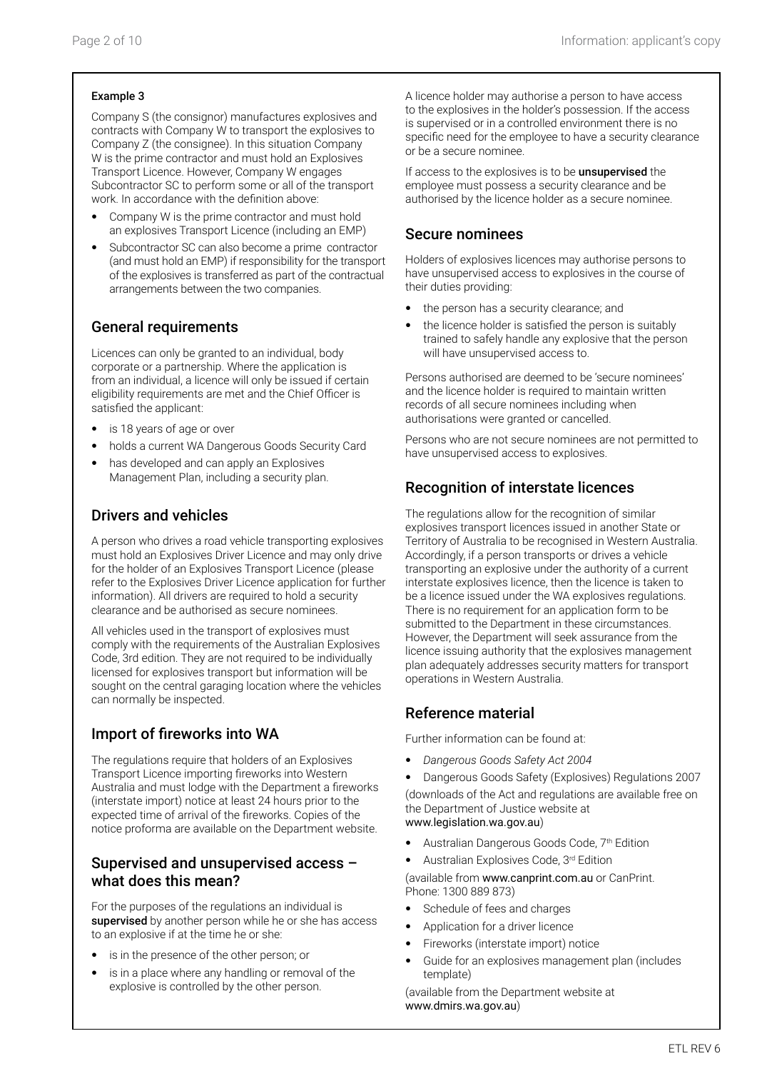**Example 3**

Company S (the consignor) manufactures explosives and contracts with Company W to transport the explosives to Company Z (the consignee). In this situation Company W is the prime contractor and must hold an Explosives Transport Licence. However, Company W engages Subcontractor SC to perform some or all of the transport work. In accordance with the definition above:

- Company W is the prime contractor and must hold an explosives Transport Licence (including an EMP)
- Subcontractor SC can also become a prime contractor (and must hold an EMP) if responsibility for the transport of the explosives is transferred as part of the contractual arrangements between the two companies.

## General requirements

Licences can only be granted to an individual, body corporate or a partnership. Where the application is from an individual, a licence will only be issued if certain eligibility requirements are met and the Chief Officer is satisfied the applicant:

- is 18 years of age or over
- holds a current WA Dangerous Goods Security Card
- has developed and can apply an Explosives Management Plan, including a security plan.

## Drivers and vehicles

A person who drives a road vehicle transporting explosives must hold an Explosives Driver Licence and may only drive for the holder of an Explosives Transport Licence (please refer to the Explosives Driver Licence application for further information). All drivers are required to hold a security clearance and be authorised as secure nominees.

All vehicles used in the transport of explosives must comply with the requirements of the Australian Explosives Code, 3rd edition. They are not required to be individually licensed for explosives transport but information will be sought on the central garaging location where the vehicles can normally be inspected.

## Import of fireworks into WA

The regulations require that holders of an Explosives Transport Licence importing fireworks into Western Australia and must lodge with the Department a fireworks (interstate import) notice at least 24 hours prior to the expected time of arrival of the fireworks. Copies of the notice proforma are available on the Department website.

## Supervised and unsupervised access – what does this mean?

For the purposes of the regulations an individual is **supervised** by another person while he or she has access to an explosive if at the time he or she:

- is in the presence of the other person; or
- is in a place where any handling or removal of the explosive is controlled by the other person.

A licence holder may authorise a person to have access to the explosives in the holder's possession. If the access is supervised or in a controlled environment there is no specific need for the employee to have a security clearance or be a secure nominee.

If access to the explosives is to be **unsupervised** the employee must possess a security clearance and be authorised by the licence holder as a secure nominee.

## Secure nominees

Holders of explosives licences may authorise persons to have unsupervised access to explosives in the course of their duties providing:

- the person has a security clearance; and
- the licence holder is satisfied the person is suitably trained to safely handle any explosive that the person will have unsupervised access to.

Persons authorised are deemed to be 'secure nominees' and the licence holder is required to maintain written records of all secure nominees including when authorisations were granted or cancelled.

Persons who are not secure nominees are not permitted to have unsupervised access to explosives.

## Recognition of interstate licences

The regulations allow for the recognition of similar explosives transport licences issued in another State or Territory of Australia to be recognised in Western Australia. Accordingly, if a person transports or drives a vehicle transporting an explosive under the authority of a current interstate explosives licence, then the licence is taken to be a licence issued under the WA explosives regulations. There is no requirement for an application form to be submitted to the Department in these circumstances. However, the Department will seek assurance from the licence issuing authority that the explosives management plan adequately addresses security matters for transport operations in Western Australia.

## Reference material

Further information can be found at:

- *Dangerous Goods Safety Act 2004*
- Dangerous Goods Safety (Explosives) Regulations 2007

(downloads of the Act and regulations are available free on the Department of Justice website at www.legislation.wa.gov.au)

- Australian Dangerous Goods Code, 7th Edition
- Australian Explosives Code, 3rd Edition

(available from www.canprint.com.au or CanPrint. Phone: 1300 889 873)

- Schedule of fees and charges
- Application for a driver licence
- Fireworks (interstate import) notice
- Guide for an explosives management plan (includes template)

(available from the Department website at www.dmirs.wa.gov.au)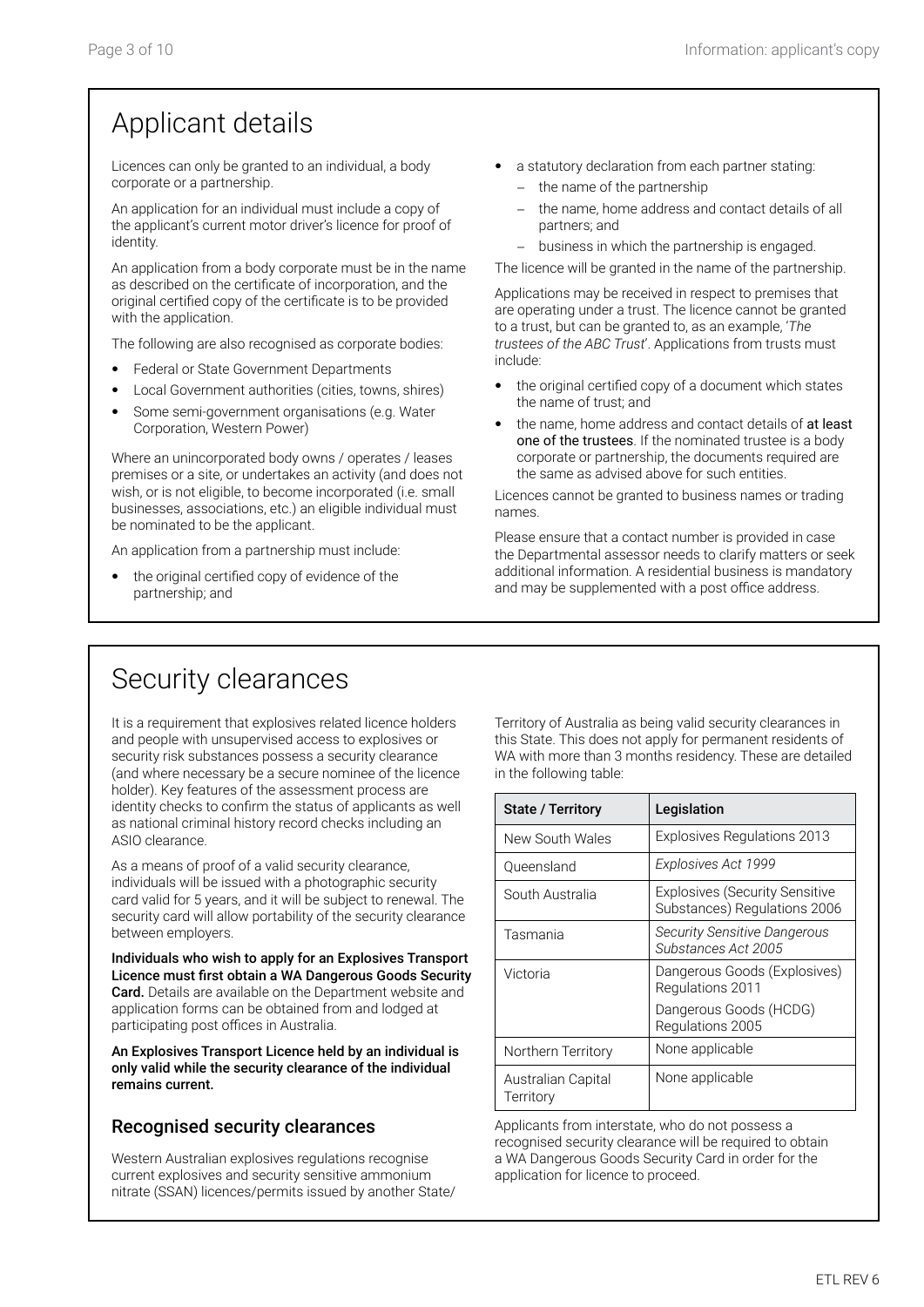# Applicant details

Licences can only be granted to an individual, a body corporate or a partnership.

An application for an individual must include a copy of the applicant's current motor driver's licence for proof of identity.

An application from a body corporate must be in the name as described on the certificate of incorporation, and the original certified copy of the certificate is to be provided with the application.

The following are also recognised as corporate bodies:

- Federal or State Government Departments
- Local Government authorities (cities, towns, shires)
- Some semi-government organisations (e.g. Water Corporation, Western Power)

Where an unincorporated body owns / operates / leases premises or a site, or undertakes an activity (and does not wish, or is not eligible, to become incorporated (i.e. small businesses, associations, etc.) an eligible individual must be nominated to be the applicant.

An application from a partnership must include:

- the original certified copy of evidence of the partnership; and
- a statutory declaration from each partner stating:
  - the name of the partnership
  - the name, home address and contact details of all partners; and
  - business in which the partnership is engaged.

The licence will be granted in the name of the partnership.

Applications may be received in respect to premises that are operating under a trust. The licence cannot be granted to a trust, but can be granted to, as an example, '*The trustees of the ABC Trust*'. Applications from trusts must include:

- the original certified copy of a document which states the name of trust; and
- the name, home address and contact details of **at least one of the trustees**. If the nominated trustee is a body corporate or partnership, the documents required are the same as advised above for such entities.

Licences cannot be granted to business names or trading names.

Please ensure that a contact number is provided in case the Departmental assessor needs to clarify matters or seek additional information. A residential business is mandatory and may be supplemented with a post office address.

# Security clearances

It is a requirement that explosives related licence holders and people with unsupervised access to explosives or security risk substances possess a security clearance (and where necessary be a secure nominee of the licence holder). Key features of the assessment process are identity checks to confirm the status of applicants as well as national criminal history record checks including an ASIO clearance.

As a means of proof of a valid security clearance, individuals will be issued with a photographic security card valid for 5 years, and it will be subject to renewal. The security card will allow portability of the security clearance between employers.

**Individuals who wish to apply for an Explosives Transport Licence must first obtain a WA Dangerous Goods Security Card.** Details are available on the Department website and application forms can be obtained from and lodged at participating post offices in Australia.

**An Explosives Transport Licence held by an individual is only valid while the security clearance of the individual remains current.**

## Recognised security clearances

Western Australian explosives regulations recognise current explosives and security sensitive ammonium nitrate (SSAN) licences/permits issued by another State/Territory of Australia as being valid security clearances in this State. This does not apply for permanent residents of WA with more than 3 months residency. These are detailed in the following table:

| State / Territory | Legislation |
|---|---|
| New South Wales | Explosives Regulations 2013 |
| Queensland | *Explosives Act 1999* |
| South Australia | Explosives (Security Sensitive Substances) Regulations 2006 |
| Tasmania | *Security Sensitive Dangerous Substances Act 2005* |
| Victoria | Dangerous Goods (Explosives) Regulations 2011<br>Dangerous Goods (HCDG) Regulations 2005 |
| Northern Territory | None applicable |
| Australian Capital Territory | None applicable |

Applicants from interstate, who do not possess a recognised security clearance will be required to obtain a WA Dangerous Goods Security Card in order for the application for licence to proceed.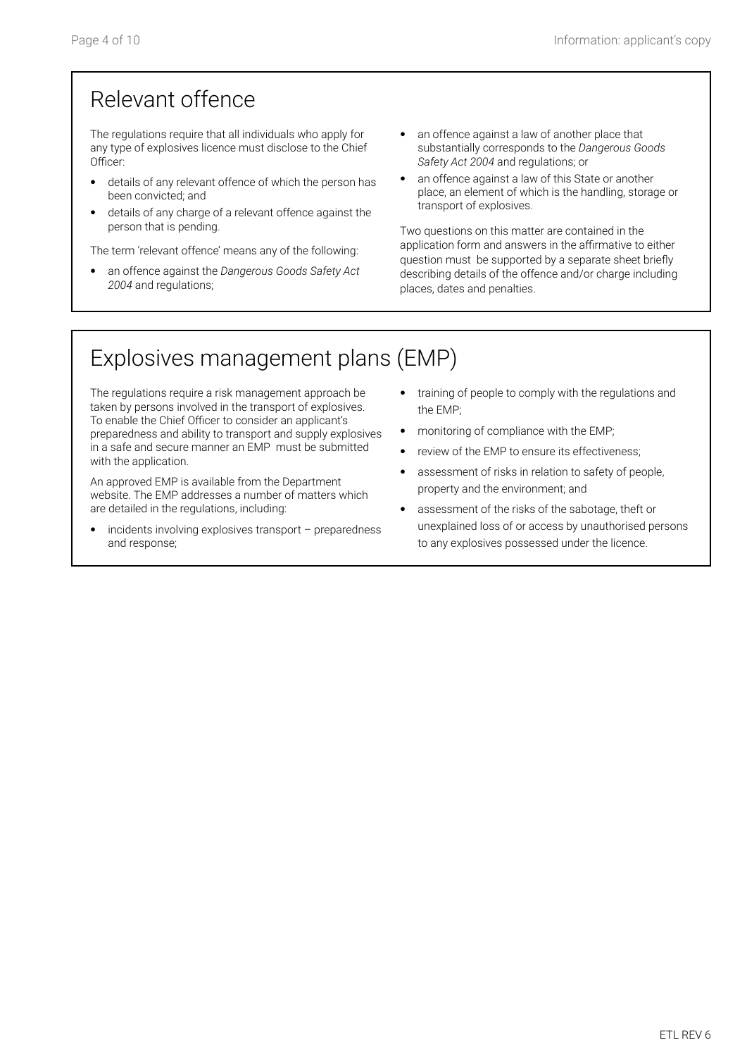## Relevant offence

The regulations require that all individuals who apply for any type of explosives licence must disclose to the Chief Officer:

- details of any relevant offence of which the person has been convicted; and
- details of any charge of a relevant offence against the person that is pending.

The term 'relevant offence' means any of the following:

- an offence against the *Dangerous Goods Safety Act 2004* and regulations;
- an offence against a law of another place that substantially corresponds to the *Dangerous Goods Safety Act 2004* and regulations; or
- an offence against a law of this State or another place, an element of which is the handling, storage or transport of explosives.

Two questions on this matter are contained in the application form and answers in the affirmative to either question must be supported by a separate sheet briefly describing details of the offence and/or charge including places, dates and penalties.

## Explosives management plans (EMP)

The regulations require a risk management approach be taken by persons involved in the transport of explosives. To enable the Chief Officer to consider an applicant's preparedness and ability to transport and supply explosives in a safe and secure manner an EMP must be submitted with the application.

An approved EMP is available from the Department website. The EMP addresses a number of matters which are detailed in the regulations, including:

- incidents involving explosives transport – preparedness and response;
- training of people to comply with the regulations and the EMP;
- monitoring of compliance with the EMP;
- review of the EMP to ensure its effectiveness;
- assessment of risks in relation to safety of people, property and the environment; and
- assessment of the risks of the sabotage, theft or unexplained loss of or access by unauthorised persons to any explosives possessed under the licence.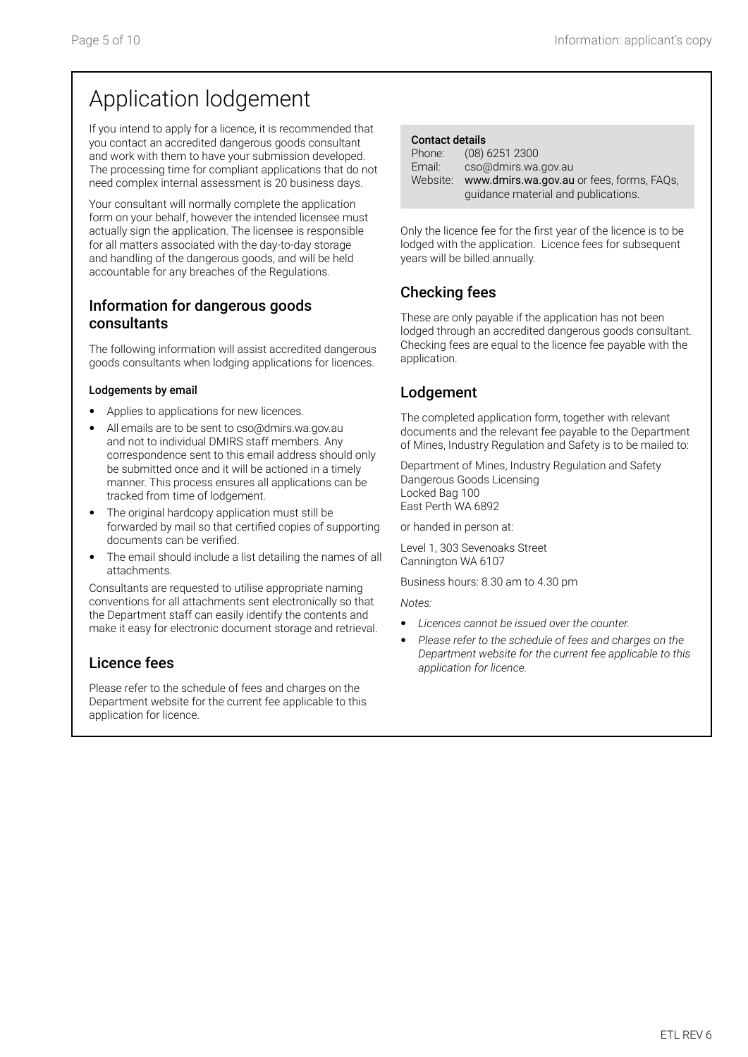# Application lodgement

If you intend to apply for a licence, it is recommended that you contact an accredited dangerous goods consultant and work with them to have your submission developed. The processing time for compliant applications that do not need complex internal assessment is 20 business days.

Your consultant will normally complete the application form on your behalf, however the intended licensee must actually sign the application. The licensee is responsible for all matters associated with the day-to-day storage and handling of the dangerous goods, and will be held accountable for any breaches of the Regulations.

## Information for dangerous goods consultants

The following information will assist accredited dangerous goods consultants when lodging applications for licences.

**Lodgements by email**

- Applies to applications for new licences.
- All emails are to be sent to cso@dmirs.wa.gov.au and not to individual DMIRS staff members. Any correspondence sent to this email address should only be submitted once and it will be actioned in a timely manner. This process ensures all applications can be tracked from time of lodgement.
- The original hardcopy application must still be forwarded by mail so that certified copies of supporting documents can be verified.
- The email should include a list detailing the names of all attachments.

Consultants are requested to utilise appropriate naming conventions for all attachments sent electronically so that the Department staff can easily identify the contents and make it easy for electronic document storage and retrieval.

## Licence fees

Please refer to the schedule of fees and charges on the Department website for the current fee applicable to this application for licence.

**Contact details**

Phone: (08) 6251 2300
Email: cso@dmirs.wa.gov.au
Website: www.dmirs.wa.gov.au or fees, forms, FAQs, guidance material and publications.

Only the licence fee for the first year of the licence is to be lodged with the application. Licence fees for subsequent years will be billed annually.

## Checking fees

These are only payable if the application has not been lodged through an accredited dangerous goods consultant. Checking fees are equal to the licence fee payable with the application.

## Lodgement

The completed application form, together with relevant documents and the relevant fee payable to the Department of Mines, Industry Regulation and Safety is to be mailed to:

Department of Mines, Industry Regulation and Safety
Dangerous Goods Licensing
Locked Bag 100
East Perth WA 6892

or handed in person at:

Level 1, 303 Sevenoaks Street
Cannington WA 6107

Business hours: 8.30 am to 4.30 pm

*Notes:*

- *Licences cannot be issued over the counter.*
- *Please refer to the schedule of fees and charges on the Department website for the current fee applicable to this application for licence.*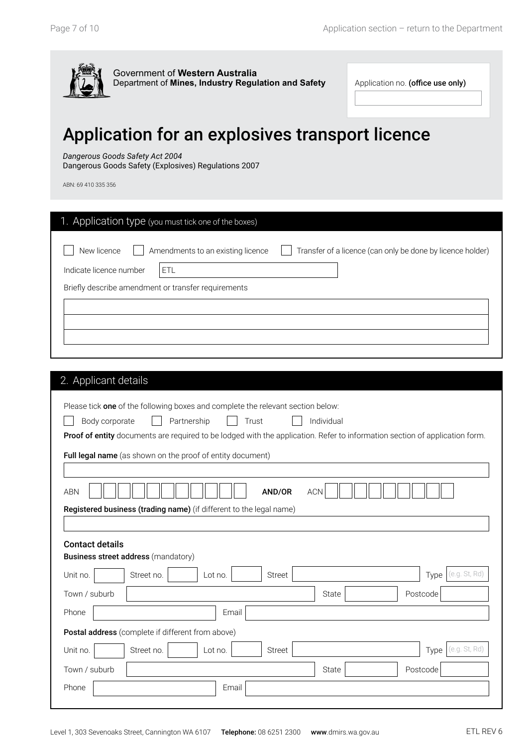Government of **Western Australia**
Department of **Mines, Industry Regulation and Safety**

Application no. **(office use only)**

# Application for an explosives transport licence

*Dangerous Goods Safety Act 2004*
Dangerous Goods Safety (Explosives) Regulations 2007

ABN: 69 410 335 356

## 1. Application type (you must tick one of the boxes)

☐ New licence ☐ Amendments to an existing licence ☐ Transfer of a licence (can only be done by licence holder)

Indicate licence number ETL

Briefly describe amendment or transfer requirements

## 2. Applicant details

Please tick **one** of the following boxes and complete the relevant section below:

☐ Body corporate ☐ Partnership ☐ Trust ☐ Individual

**Proof of entity** documents are required to be lodged with the application. Refer to information section of application form.

**Full legal name** (as shown on the proof of entity document)

ABN **AND/OR** ACN

**Registered business (trading name)** (if different to the legal name)

### Contact details

**Business street address** (mandatory)

Unit no. Street no. Lot no. Street Type (e.g. St, Rd)

Town / suburb State Postcode

Phone Email

**Postal address** (complete if different from above)

Unit no. Street no. Lot no. Street Type (e.g. St, Rd)

Town / suburb State Postcode

Phone Email

Level 1, 303 Sevenoaks Street, Cannington WA 6107 **Telephone:** 08 6251 2300 **www**.dmirs.wa.gov.au ETL REV 6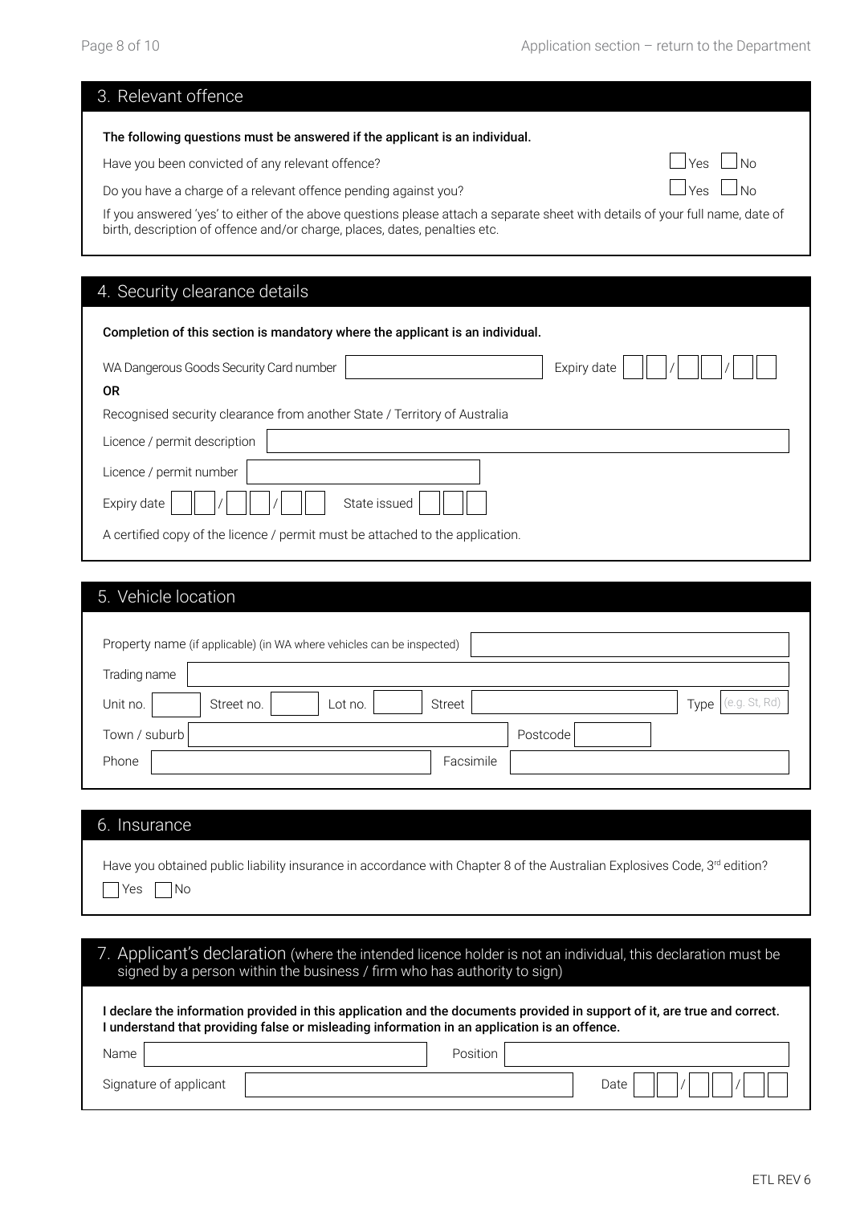## 3. Relevant offence

**The following questions must be answered if the applicant is an individual.**

Have you been convicted of any relevant offence? ☐ Yes ☐ No

Do you have a charge of a relevant offence pending against you? ☐ Yes ☐ No

If you answered 'yes' to either of the above questions please attach a separate sheet with details of your full name, date of birth, description of offence and/or charge, places, dates, penalties etc.

## 4. Security clearance details

**Completion of this section is mandatory where the applicant is an individual.**

WA Dangerous Goods Security Card number ________ Expiry date __ / __ / __

**OR**

Recognised security clearance from another State / Territory of Australia

Licence / permit description ________

Licence / permit number ________

Expiry date __ / __ / __ State issued ________

A certified copy of the licence / permit must be attached to the application.

## 5. Vehicle location

Property name (if applicable) (in WA where vehicles can be inspected) ________

Trading name ________

Unit no. ____ Street no. ____ Lot no. ____ Street ________ Type (e.g. St, Rd)

Town / suburb ________ Postcode ____

Phone ________ Facsimile ________

## 6. Insurance

Have you obtained public liability insurance in accordance with Chapter 8 of the Australian Explosives Code, 3rd edition?

☐ Yes ☐ No

## 7. Applicant's declaration (where the intended licence holder is not an individual, this declaration must be signed by a person within the business / firm who has authority to sign)

**I declare the information provided in this application and the documents provided in support of it, are true and correct. I understand that providing false or misleading information in an application is an offence.**

Name ________ Position ________

Signature of applicant ________ Date __ / __ / __

ETL REV 6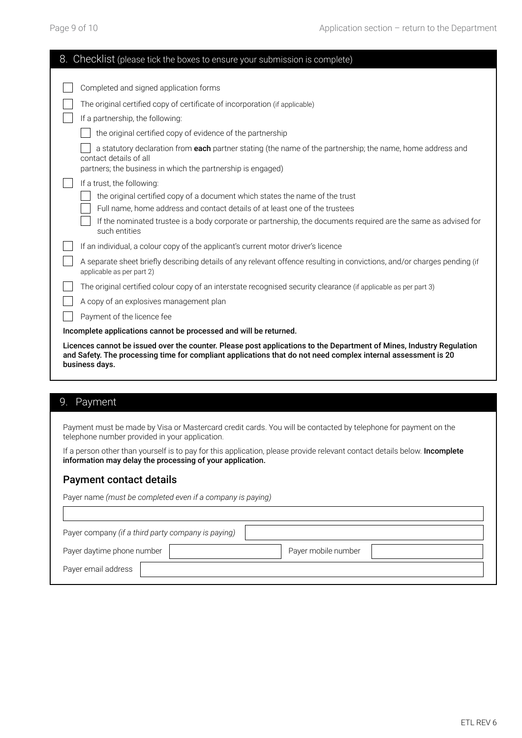## 8. Checklist (please tick the boxes to ensure your submission is complete)

- [ ] Completed and signed application forms
- [ ] The original certified copy of certificate of incorporation (if applicable)
- [ ] If a partnership, the following:
  - [ ] the original certified copy of evidence of the partnership
  - [ ] a statutory declaration from **each** partner stating (the name of the partnership; the name, home address and contact details of all partners; the business in which the partnership is engaged)
- [ ] If a trust, the following:
  - [ ] the original certified copy of a document which states the name of the trust
  - [ ] Full name, home address and contact details of at least one of the trustees
  - [ ] If the nominated trustee is a body corporate or partnership, the documents required are the same as advised for such entities
- [ ] If an individual, a colour copy of the applicant's current motor driver's licence
- [ ] A separate sheet briefly describing details of any relevant offence resulting in convictions, and/or charges pending (if applicable as per part 2)
- [ ] The original certified colour copy of an interstate recognised security clearance (if applicable as per part 3)
- [ ] A copy of an explosives management plan
- [ ] Payment of the licence fee

**Incomplete applications cannot be processed and will be returned.**

**Licences cannot be issued over the counter. Please post applications to the Department of Mines, Industry Regulation and Safety. The processing time for compliant applications that do not need complex internal assessment is 20 business days.**

## 9. Payment

Payment must be made by Visa or Mastercard credit cards. You will be contacted by telephone for payment on the telephone number provided in your application.

If a person other than yourself is to pay for this application, please provide relevant contact details below. **Incomplete information may delay the processing of your application.**

### Payment contact details

Payer name *(must be completed even if a company is paying)*

| |
|---|
| |

| Payer company *(if a third party company is paying)* | |
|---|---|

| Payer daytime phone number | | Payer mobile number | |
|---|---|---|---|

| Payer email address | |
|---|---|

ETL REV 6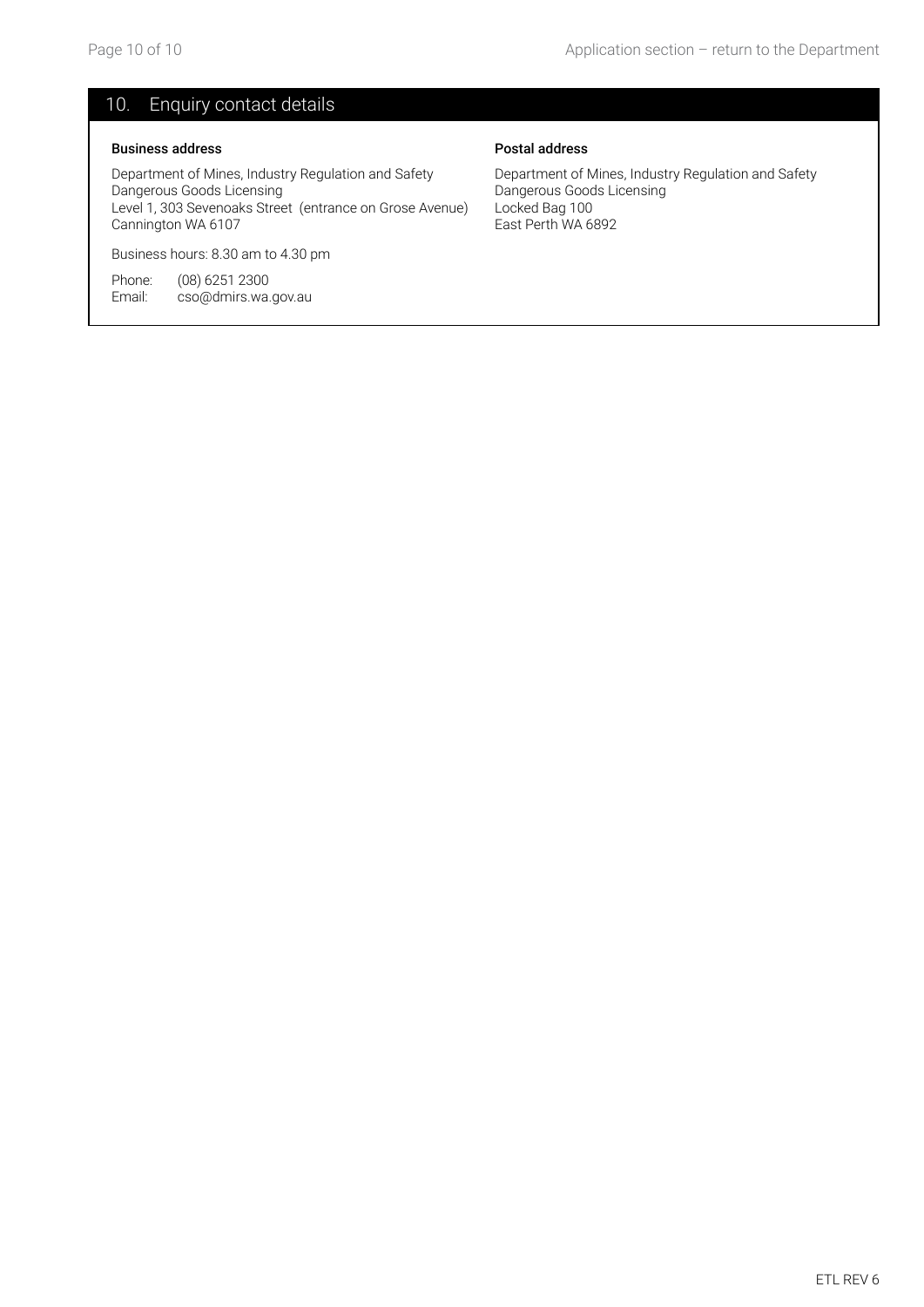## 10. Enquiry contact details

**Business address**

Department of Mines, Industry Regulation and Safety
Dangerous Goods Licensing
Level 1, 303 Sevenoaks Street (entrance on Grose Avenue)
Cannington WA 6107

Business hours: 8.30 am to 4.30 pm

Phone: (08) 6251 2300
Email: cso@dmirs.wa.gov.au

**Postal address**

Department of Mines, Industry Regulation and Safety
Dangerous Goods Licensing
Locked Bag 100
East Perth WA 6892